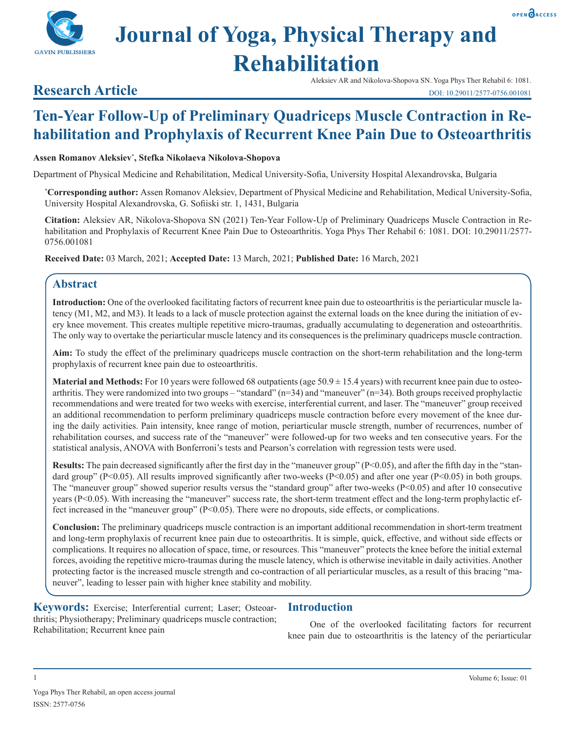# Journal of Yoga, Physical Therapy and Rehabilitation

**Research Article**

Aleksiev AR and Nikolova-Shopova SN. Yoga Phys Ther Rehabil 6: 1081.
DOI: 10.29011/2577-0756.001081

# Ten-Year Follow-Up of Preliminary Quadriceps Muscle Contraction in Rehabilitation and Prophylaxis of Recurrent Knee Pain Due to Osteoarthritis

**Assen Romanov Aleksiev*, Stefka Nikolaeva Nikolova-Shopova**

Department of Physical Medicine and Rehabilitation, Medical University-Sofia, University Hospital Alexandrovska, Bulgaria

***Corresponding author:** Assen Romanov Aleksiev, Department of Physical Medicine and Rehabilitation, Medical University-Sofia, University Hospital Alexandrovska, G. Sofiiski str. 1, 1431, Bulgaria

**Citation:** Aleksiev AR, Nikolova-Shopova SN (2021) Ten-Year Follow-Up of Preliminary Quadriceps Muscle Contraction in Rehabilitation and Prophylaxis of Recurrent Knee Pain Due to Osteoarthritis. Yoga Phys Ther Rehabil 6: 1081. DOI: 10.29011/2577-0756.001081

**Received Date:** 03 March, 2021; **Accepted Date:** 13 March, 2021; **Published Date:** 16 March, 2021

## Abstract

**Introduction:** One of the overlooked facilitating factors of recurrent knee pain due to osteoarthritis is the periarticular muscle latency (M1, M2, and M3). It leads to a lack of muscle protection against the external loads on the knee during the initiation of every knee movement. This creates multiple repetitive micro-traumas, gradually accumulating to degeneration and osteoarthritis. The only way to overtake the periarticular muscle latency and its consequences is the preliminary quadriceps muscle contraction.

**Aim:** To study the effect of the preliminary quadriceps muscle contraction on the short-term rehabilitation and the long-term prophylaxis of recurrent knee pain due to osteoarthritis.

**Material and Methods:** For 10 years were followed 68 outpatients (age 50.9 ± 15.4 years) with recurrent knee pain due to osteoarthritis. They were randomized into two groups – "standard" (n=34) and "maneuver" (n=34). Both groups received prophylactic recommendations and were treated for two weeks with exercise, interferential current, and laser. The "maneuver" group received an additional recommendation to perform preliminary quadriceps muscle contraction before every movement of the knee during the daily activities. Pain intensity, knee range of motion, periarticular muscle strength, number of recurrences, number of rehabilitation courses, and success rate of the "maneuver" were followed-up for two weeks and ten consecutive years. For the statistical analysis, ANOVA with Bonferroni's tests and Pearson's correlation with regression tests were used.

**Results:** The pain decreased significantly after the first day in the "maneuver group" ($P<0.05$), and after the fifth day in the "standard group" ($P<0.05$). All results improved significantly after two-weeks ($P<0.05$) and after one year ($P<0.05$) in both groups. The "maneuver group" showed superior results versus the "standard group" after two-weeks ($P<0.05$) and after 10 consecutive years ($P<0.05$). With increasing the "maneuver" success rate, the short-term treatment effect and the long-term prophylactic effect increased in the "maneuver group" ($P<0.05$). There were no dropouts, side effects, or complications.

**Conclusion:** The preliminary quadriceps muscle contraction is an important additional recommendation in short-term treatment and long-term prophylaxis of recurrent knee pain due to osteoarthritis. It is simple, quick, effective, and without side effects or complications. It requires no allocation of space, time, or resources. This "maneuver" protects the knee before the initial external forces, avoiding the repetitive micro-traumas during the muscle latency, which is otherwise inevitable in daily activities. Another protecting factor is the increased muscle strength and co-contraction of all periarticular muscles, as a result of this bracing "maneuver", leading to lesser pain with higher knee stability and mobility.

**Keywords:** Exercise; Interferential current; Laser; Osteoarthritis; Physiotherapy; Preliminary quadriceps muscle contraction; Rehabilitation; Recurrent knee pain

## Introduction

One of the overlooked facilitating factors for recurrent knee pain due to osteoarthritis is the latency of the periarticular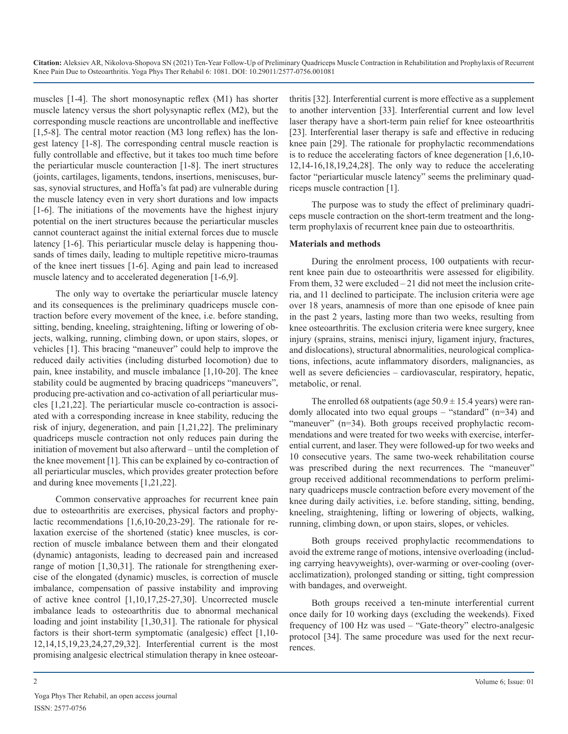muscles [1-4]. The short monosynaptic reflex (M1) has shorter muscle latency versus the short polysynaptic reflex (M2), but the corresponding muscle reactions are uncontrollable and ineffective [1,5-8]. The central motor reaction (M3 long reflex) has the longest latency [1-8]. The corresponding central muscle reaction is fully controllable and effective, but it takes too much time before the periarticular muscle counteraction [1-8]. The inert structures (joints, cartilages, ligaments, tendons, insertions, meniscuses, bursas, synovial structures, and Hoffa's fat pad) are vulnerable during the muscle latency even in very short durations and low impacts [1-6]. The initiations of the movements have the highest injury potential on the inert structures because the periarticular muscles cannot counteract against the initial external forces due to muscle latency [1-6]. This periarticular muscle delay is happening thousands of times daily, leading to multiple repetitive micro-traumas of the knee inert tissues [1-6]. Aging and pain lead to increased muscle latency and to accelerated degeneration [1-6,9].

The only way to overtake the periarticular muscle latency and its consequences is the preliminary quadriceps muscle contraction before every movement of the knee, i.e. before standing, sitting, bending, kneeling, straightening, lifting or lowering of objects, walking, running, climbing down, or upon stairs, slopes, or vehicles [1]. This bracing "maneuver" could help to improve the reduced daily activities (including disturbed locomotion) due to pain, knee instability, and muscle imbalance [1,10-20]. The knee stability could be augmented by bracing quadriceps "maneuvers", producing pre-activation and co-activation of all periarticular muscles [1,21,22]. The periarticular muscle co-contraction is associated with a corresponding increase in knee stability, reducing the risk of injury, degeneration, and pain [1,21,22]. The preliminary quadriceps muscle contraction not only reduces pain during the initiation of movement but also afterward – until the completion of the knee movement [1]. This can be explained by co-contraction of all periarticular muscles, which provides greater protection before and during knee movements [1,21,22].

Common conservative approaches for recurrent knee pain due to osteoarthritis are exercises, physical factors and prophylactic recommendations [1,6,10-20,23-29]. The rationale for relaxation exercise of the shortened (static) knee muscles, is correction of muscle imbalance between them and their elongated (dynamic) antagonists, leading to decreased pain and increased range of motion [1,30,31]. The rationale for strengthening exercise of the elongated (dynamic) muscles, is correction of muscle imbalance, compensation of passive instability and improving of active knee control [1,10,17,25-27,30]. Uncorrected muscle imbalance leads to osteoarthritis due to abnormal mechanical loading and joint instability [1,30,31]. The rationale for physical factors is their short-term symptomatic (analgesic) effect [1,10-12,14,15,19,23,24,27,29,32]. Interferential current is the most promising analgesic electrical stimulation therapy in knee osteoarthritis [32]. Interferential current is more effective as a supplement to another intervention [33]. Interferential current and low level laser therapy have a short-term pain relief for knee osteoarthritis [23]. Interferential laser therapy is safe and effective in reducing knee pain [29]. The rationale for prophylactic recommendations is to reduce the accelerating factors of knee degeneration [1,6,10-12,14-16,18,19,24,28]. The only way to reduce the accelerating factor "periarticular muscle latency" seems the preliminary quadriceps muscle contraction [1].

The purpose was to study the effect of preliminary quadriceps muscle contraction on the short-term treatment and the long-term prophylaxis of recurrent knee pain due to osteoarthritis.

## Materials and methods

During the enrolment process, 100 outpatients with recurrent knee pain due to osteoarthritis were assessed for eligibility. From them, 32 were excluded – 21 did not meet the inclusion criteria, and 11 declined to participate. The inclusion criteria were age over 18 years, anamnesis of more than one episode of knee pain in the past 2 years, lasting more than two weeks, resulting from knee osteoarthritis. The exclusion criteria were knee surgery, knee injury (sprains, strains, menisci injury, ligament injury, fractures, and dislocations), structural abnormalities, neurological complications, infections, acute inflammatory disorders, malignancies, as well as severe deficiencies – cardiovascular, respiratory, hepatic, metabolic, or renal.

The enrolled 68 outpatients (age $50.9 \pm 15.4$ years) were randomly allocated into two equal groups – "standard" (n=34) and "maneuver" (n=34). Both groups received prophylactic recommendations and were treated for two weeks with exercise, interferential current, and laser. They were followed-up for two weeks and 10 consecutive years. The same two-week rehabilitation course was prescribed during the next recurrences. The "maneuver" group received additional recommendations to perform preliminary quadriceps muscle contraction before every movement of the knee during daily activities, i.e. before standing, sitting, bending, kneeling, straightening, lifting or lowering of objects, walking, running, climbing down, or upon stairs, slopes, or vehicles.

Both groups received prophylactic recommendations to avoid the extreme range of motions, intensive overloading (including carrying heavyweights), over-warming or over-cooling (over-acclimatization), prolonged standing or sitting, tight compression with bandages, and overweight.

Both groups received a ten-minute interferential current once daily for 10 working days (excluding the weekends). Fixed frequency of 100 Hz was used – "Gate-theory" electro-analgesic protocol [34]. The same procedure was used for the next recurrences.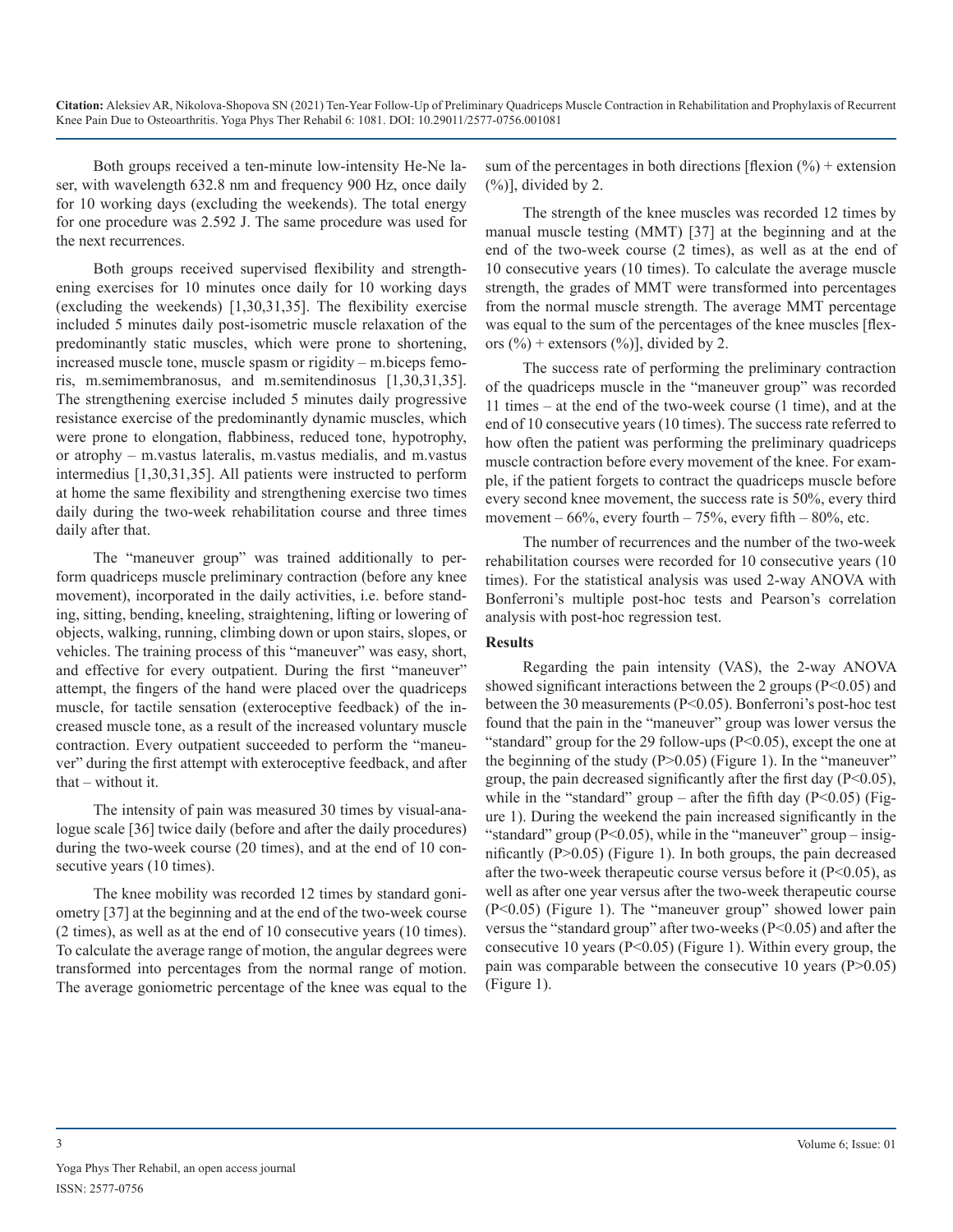Both groups received a ten-minute low-intensity He-Ne laser, with wavelength 632.8 nm and frequency 900 Hz, once daily for 10 working days (excluding the weekends). The total energy for one procedure was 2.592 J. The same procedure was used for the next recurrences.

Both groups received supervised flexibility and strengthening exercises for 10 minutes once daily for 10 working days (excluding the weekends) [1,30,31,35]. The flexibility exercise included 5 minutes daily post-isometric muscle relaxation of the predominantly static muscles, which were prone to shortening, increased muscle tone, muscle spasm or rigidity – m.biceps femoris, m.semimembranosus, and m.semitendinosus [1,30,31,35]. The strengthening exercise included 5 minutes daily progressive resistance exercise of the predominantly dynamic muscles, which were prone to elongation, flabbiness, reduced tone, hypotrophy, or atrophy – m.vastus lateralis, m.vastus medialis, and m.vastus intermedius [1,30,31,35]. All patients were instructed to perform at home the same flexibility and strengthening exercise two times daily during the two-week rehabilitation course and three times daily after that.

The "maneuver group" was trained additionally to perform quadriceps muscle preliminary contraction (before any knee movement), incorporated in the daily activities, i.e. before standing, sitting, bending, kneeling, straightening, lifting or lowering of objects, walking, running, climbing down or upon stairs, slopes, or vehicles. The training process of this "maneuver" was easy, short, and effective for every outpatient. During the first "maneuver" attempt, the fingers of the hand were placed over the quadriceps muscle, for tactile sensation (exteroceptive feedback) of the increased muscle tone, as a result of the increased voluntary muscle contraction. Every outpatient succeeded to perform the "maneuver" during the first attempt with exteroceptive feedback, and after that – without it.

The intensity of pain was measured 30 times by visual-analogue scale [36] twice daily (before and after the daily procedures) during the two-week course (20 times), and at the end of 10 consecutive years (10 times).

The knee mobility was recorded 12 times by standard goniometry [37] at the beginning and at the end of the two-week course (2 times), as well as at the end of 10 consecutive years (10 times). To calculate the average range of motion, the angular degrees were transformed into percentages from the normal range of motion. The average goniometric percentage of the knee was equal to the sum of the percentages in both directions [flexion (%) + extension (%)], divided by 2.

The strength of the knee muscles was recorded 12 times by manual muscle testing (MMT) [37] at the beginning and at the end of the two-week course (2 times), as well as at the end of 10 consecutive years (10 times). To calculate the average muscle strength, the grades of MMT were transformed into percentages from the normal muscle strength. The average MMT percentage was equal to the sum of the percentages of the knee muscles [flexors (%) + extensors (%)], divided by 2.

The success rate of performing the preliminary contraction of the quadriceps muscle in the "maneuver group" was recorded 11 times – at the end of the two-week course (1 time), and at the end of 10 consecutive years (10 times). The success rate referred to how often the patient was performing the preliminary quadriceps muscle contraction before every movement of the knee. For example, if the patient forgets to contract the quadriceps muscle before every second knee movement, the success rate is 50%, every third movement – 66%, every fourth – 75%, every fifth – 80%, etc.

The number of recurrences and the number of the two-week rehabilitation courses were recorded for 10 consecutive years (10 times). For the statistical analysis was used 2-way ANOVA with Bonferroni's multiple post-hoc tests and Pearson's correlation analysis with post-hoc regression test.

## Results

Regarding the pain intensity (VAS), the 2-way ANOVA showed significant interactions between the 2 groups ($P<0.05$) and between the 30 measurements ($P<0.05$). Bonferroni's post-hoc test found that the pain in the "maneuver" group was lower versus the "standard" group for the 29 follow-ups ($P<0.05$), except the one at the beginning of the study ($P>0.05$) (Figure 1). In the "maneuver" group, the pain decreased significantly after the first day ($P<0.05$), while in the "standard" group – after the fifth day ($P<0.05$) (Figure 1). During the weekend the pain increased significantly in the "standard" group ($P<0.05$), while in the "maneuver" group – insignificantly ($P>0.05$) (Figure 1). In both groups, the pain decreased after the two-week therapeutic course versus before it ($P<0.05$), as well as after one year versus after the two-week therapeutic course ($P<0.05$) (Figure 1). The "maneuver group" showed lower pain versus the "standard group" after two-weeks ($P<0.05$) and after the consecutive 10 years ($P<0.05$) (Figure 1). Within every group, the pain was comparable between the consecutive 10 years ($P>0.05$) (Figure 1).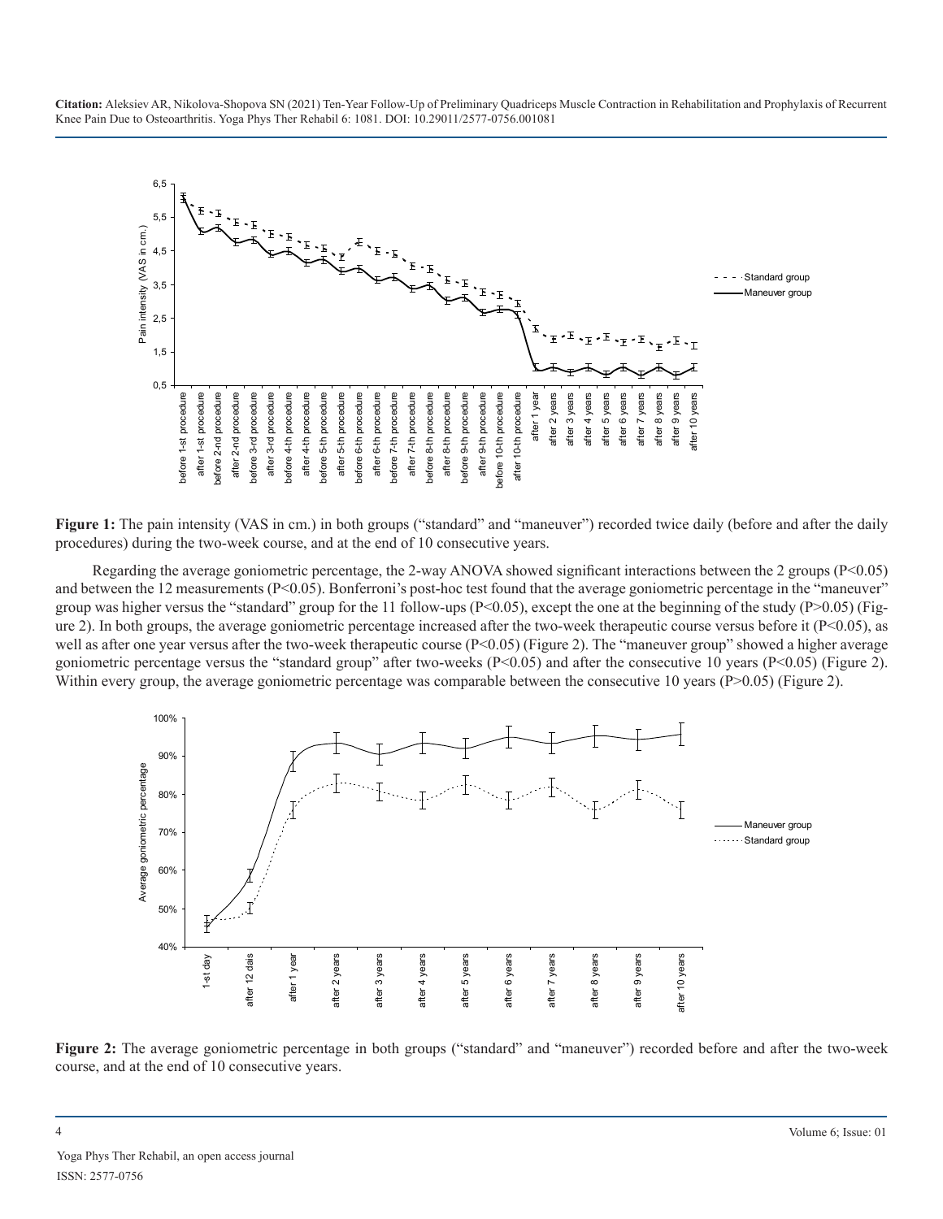**Figure 1:** The pain intensity (VAS in cm.) in both groups ("standard" and "maneuver") recorded twice daily (before and after the daily procedures) during the two-week course, and at the end of 10 consecutive years.

Regarding the average goniometric percentage, the 2-way ANOVA showed significant interactions between the 2 groups ($P<0.05$) and between the 12 measurements ($P<0.05$). Bonferroni's post-hoc test found that the average goniometric percentage in the "maneuver" group was higher versus the "standard" group for the 11 follow-ups ($P<0.05$), except the one at the beginning of the study ($P>0.05$) (Figure 2). In both groups, the average goniometric percentage increased after the two-week therapeutic course versus before it ($P<0.05$), as well as after one year versus after the two-week therapeutic course ($P<0.05$) (Figure 2). The "maneuver group" showed a higher average goniometric percentage versus the "standard group" after two-weeks ($P<0.05$) and after the consecutive 10 years ($P<0.05$) (Figure 2). Within every group, the average goniometric percentage was comparable between the consecutive 10 years ($P>0.05$) (Figure 2).

**Figure 2:** The average goniometric percentage in both groups ("standard" and "maneuver") recorded before and after the two-week course, and at the end of 10 consecutive years.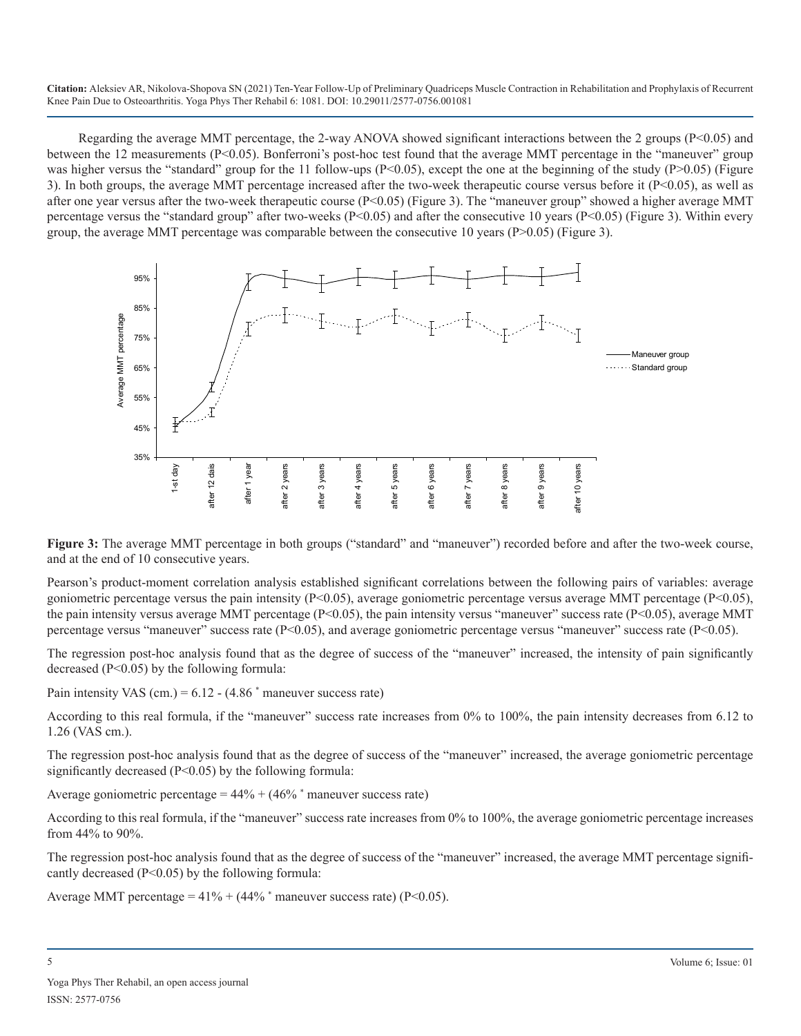Regarding the average MMT percentage, the 2-way ANOVA showed significant interactions between the 2 groups ($P<0.05$) and between the 12 measurements ($P<0.05$). Bonferroni's post-hoc test found that the average MMT percentage in the "maneuver" group was higher versus the "standard" group for the 11 follow-ups ($P<0.05$), except the one at the beginning of the study ($P>0.05$) (Figure 3). In both groups, the average MMT percentage increased after the two-week therapeutic course versus before it ($P<0.05$), as well as after one year versus after the two-week therapeutic course ($P<0.05$) (Figure 3). The "maneuver group" showed a higher average MMT percentage versus the "standard group" after two-weeks ($P<0.05$) and after the consecutive 10 years ($P<0.05$) (Figure 3). Within every group, the average MMT percentage was comparable between the consecutive 10 years ($P>0.05$) (Figure 3).

**Figure 3:** The average MMT percentage in both groups ("standard" and "maneuver") recorded before and after the two-week course, and at the end of 10 consecutive years.

Pearson's product-moment correlation analysis established significant correlations between the following pairs of variables: average goniometric percentage versus the pain intensity ($P<0.05$), average goniometric percentage versus average MMT percentage ($P<0.05$), the pain intensity versus average MMT percentage ($P<0.05$), the pain intensity versus "maneuver" success rate ($P<0.05$), average MMT percentage versus "maneuver" success rate ($P<0.05$), and average goniometric percentage versus "maneuver" success rate ($P<0.05$).

The regression post-hoc analysis found that as the degree of success of the "maneuver" increased, the intensity of pain significantly decreased ($P<0.05$) by the following formula:

Pain intensity VAS (cm.) = 6.12 - (4.86 * maneuver success rate)

According to this real formula, if the "maneuver" success rate increases from 0% to 100%, the pain intensity decreases from 6.12 to 1.26 (VAS cm.).

The regression post-hoc analysis found that as the degree of success of the "maneuver" increased, the average goniometric percentage significantly decreased ($P<0.05$) by the following formula:

Average goniometric percentage = 44% + (46% * maneuver success rate)

According to this real formula, if the "maneuver" success rate increases from 0% to 100%, the average goniometric percentage increases from 44% to 90%.

The regression post-hoc analysis found that as the degree of success of the "maneuver" increased, the average MMT percentage significantly decreased ($P<0.05$) by the following formula:

Average MMT percentage = 41% + (44% * maneuver success rate) ($P<0.05$).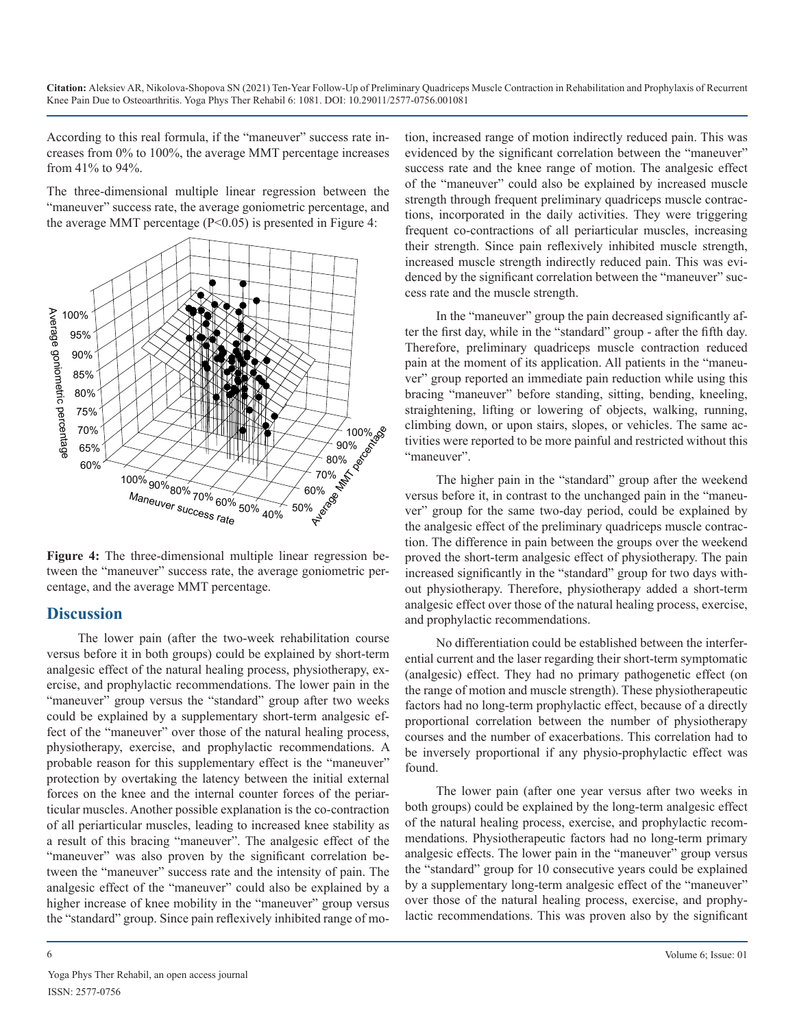According to this real formula, if the "maneuver" success rate increases from 0% to 100%, the average MMT percentage increases from 41% to 94%.

The three-dimensional multiple linear regression between the "maneuver" success rate, the average goniometric percentage, and the average MMT percentage ($P<0.05$) is presented in Figure 4:

**Figure 4:** The three-dimensional multiple linear regression between the "maneuver" success rate, the average goniometric percentage, and the average MMT percentage.

## Discussion

The lower pain (after the two-week rehabilitation course versus before it in both groups) could be explained by short-term analgesic effect of the natural healing process, physiotherapy, exercise, and prophylactic recommendations. The lower pain in the "maneuver" group versus the "standard" group after two weeks could be explained by a supplementary short-term analgesic effect of the "maneuver" over those of the natural healing process, physiotherapy, exercise, and prophylactic recommendations. A probable reason for this supplementary effect is the "maneuver" protection by overtaking the latency between the initial external forces on the knee and the internal counter forces of the periarticular muscles. Another possible explanation is the co-contraction of all periarticular muscles, leading to increased knee stability as a result of this bracing "maneuver". The analgesic effect of the "maneuver" was also proven by the significant correlation between the "maneuver" success rate and the intensity of pain. The analgesic effect of the "maneuver" could also be explained by a higher increase of knee mobility in the "maneuver" group versus the "standard" group. Since pain reflexively inhibited range of motion, increased range of motion indirectly reduced pain. This was evidenced by the significant correlation between the "maneuver" success rate and the knee range of motion. The analgesic effect of the "maneuver" could also be explained by increased muscle strength through frequent preliminary quadriceps muscle contractions, incorporated in the daily activities. They were triggering frequent co-contractions of all periarticular muscles, increasing their strength. Since pain reflexively inhibited muscle strength, increased muscle strength indirectly reduced pain. This was evidenced by the significant correlation between the "maneuver" success rate and the muscle strength.

In the "maneuver" group the pain decreased significantly after the first day, while in the "standard" group - after the fifth day. Therefore, preliminary quadriceps muscle contraction reduced pain at the moment of its application. All patients in the "maneuver" group reported an immediate pain reduction while using this bracing "maneuver" before standing, sitting, bending, kneeling, straightening, lifting or lowering of objects, walking, running, climbing down, or upon stairs, slopes, or vehicles. The same activities were reported to be more painful and restricted without this "maneuver".

The higher pain in the "standard" group after the weekend versus before it, in contrast to the unchanged pain in the "maneuver" group for the same two-day period, could be explained by the analgesic effect of the preliminary quadriceps muscle contraction. The difference in pain between the groups over the weekend proved the short-term analgesic effect of physiotherapy. The pain increased significantly in the "standard" group for two days without physiotherapy. Therefore, physiotherapy added a short-term analgesic effect over those of the natural healing process, exercise, and prophylactic recommendations.

No differentiation could be established between the interferential current and the laser regarding their short-term symptomatic (analgesic) effect. They had no primary pathogenetic effect (on the range of motion and muscle strength). These physiotherapeutic factors had no long-term prophylactic effect, because of a directly proportional correlation between the number of physiotherapy courses and the number of exacerbations. This correlation had to be inversely proportional if any physio-prophylactic effect was found.

The lower pain (after one year versus after two weeks in both groups) could be explained by the long-term analgesic effect of the natural healing process, exercise, and prophylactic recommendations. Physiotherapeutic factors had no long-term primary analgesic effects. The lower pain in the "maneuver" group versus the "standard" group for 10 consecutive years could be explained by a supplementary long-term analgesic effect of the "maneuver" over those of the natural healing process, exercise, and prophylactic recommendations. This was proven also by the significant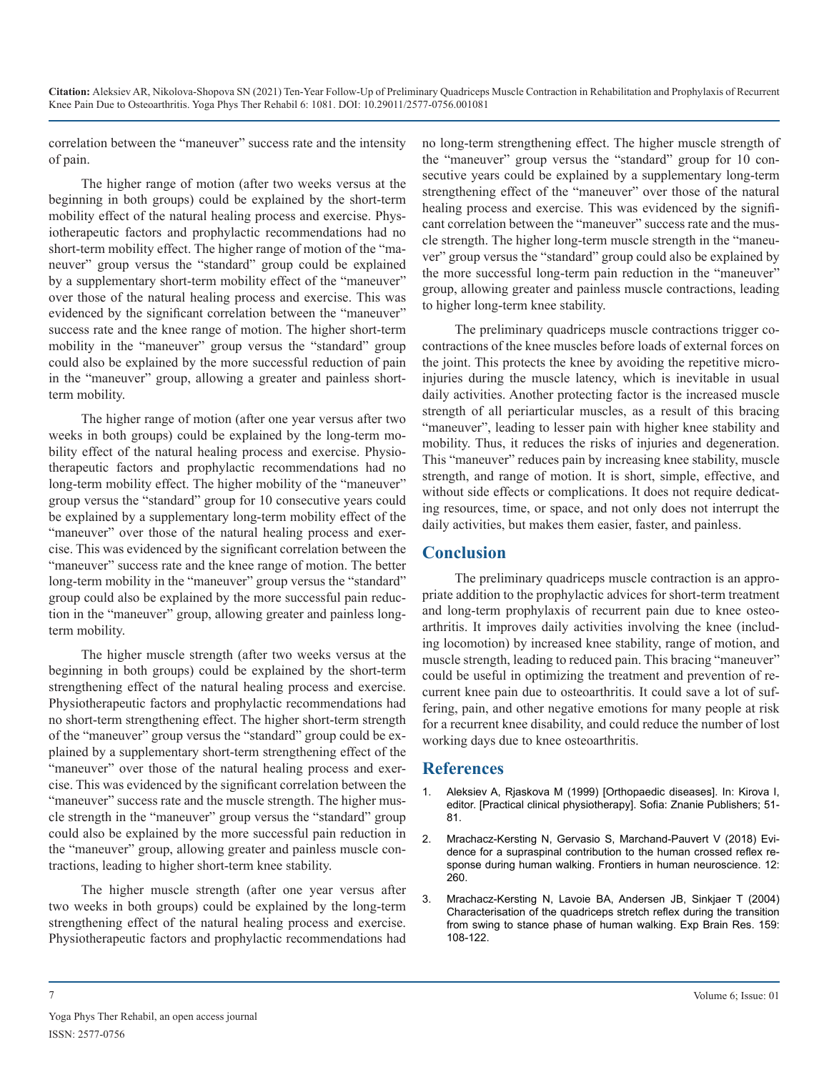correlation between the "maneuver" success rate and the intensity of pain.

The higher range of motion (after two weeks versus at the beginning in both groups) could be explained by the short-term mobility effect of the natural healing process and exercise. Physiotherapeutic factors and prophylactic recommendations had no short-term mobility effect. The higher range of motion of the "maneuver" group versus the "standard" group could be explained by a supplementary short-term mobility effect of the "maneuver" over those of the natural healing process and exercise. This was evidenced by the significant correlation between the "maneuver" success rate and the knee range of motion. The higher short-term mobility in the "maneuver" group versus the "standard" group could also be explained by the more successful reduction of pain in the "maneuver" group, allowing a greater and painless short-term mobility.

The higher range of motion (after one year versus after two weeks in both groups) could be explained by the long-term mobility effect of the natural healing process and exercise. Physiotherapeutic factors and prophylactic recommendations had no long-term mobility effect. The higher mobility of the "maneuver" group versus the "standard" group for 10 consecutive years could be explained by a supplementary long-term mobility effect of the "maneuver" over those of the natural healing process and exercise. This was evidenced by the significant correlation between the "maneuver" success rate and the knee range of motion. The better long-term mobility in the "maneuver" group versus the "standard" group could also be explained by the more successful pain reduction in the "maneuver" group, allowing greater and painless long-term mobility.

The higher muscle strength (after two weeks versus at the beginning in both groups) could be explained by the short-term strengthening effect of the natural healing process and exercise. Physiotherapeutic factors and prophylactic recommendations had no short-term strengthening effect. The higher short-term strength of the "maneuver" group versus the "standard" group could be explained by a supplementary short-term strengthening effect of the "maneuver" over those of the natural healing process and exercise. This was evidenced by the significant correlation between the "maneuver" success rate and the muscle strength. The higher muscle strength in the "maneuver" group versus the "standard" group could also be explained by the more successful pain reduction in the "maneuver" group, allowing greater and painless muscle contractions, leading to higher short-term knee stability.

The higher muscle strength (after one year versus after two weeks in both groups) could be explained by the long-term strengthening effect of the natural healing process and exercise. Physiotherapeutic factors and prophylactic recommendations had no long-term strengthening effect. The higher muscle strength of the "maneuver" group versus the "standard" group for 10 consecutive years could be explained by a supplementary long-term strengthening effect of the "maneuver" over those of the natural healing process and exercise. This was evidenced by the significant correlation between the "maneuver" success rate and the muscle strength. The higher long-term muscle strength in the "maneuver" group versus the "standard" group could also be explained by the more successful long-term pain reduction in the "maneuver" group, allowing greater and painless muscle contractions, leading to higher long-term knee stability.

The preliminary quadriceps muscle contractions trigger co-contractions of the knee muscles before loads of external forces on the joint. This protects the knee by avoiding the repetitive micro-injuries during the muscle latency, which is inevitable in usual daily activities. Another protecting factor is the increased muscle strength of all periarticular muscles, as a result of this bracing "maneuver", leading to lesser pain with higher knee stability and mobility. Thus, it reduces the risks of injuries and degeneration. This "maneuver" reduces pain by increasing knee stability, muscle strength, and range of motion. It is short, simple, effective, and without side effects or complications. It does not require dedicating resources, time, or space, and not only does not interrupt the daily activities, but makes them easier, faster, and painless.

## Conclusion

The preliminary quadriceps muscle contraction is an appropriate addition to the prophylactic advices for short-term treatment and long-term prophylaxis of recurrent pain due to knee osteoarthritis. It improves daily activities involving the knee (including locomotion) by increased knee stability, range of motion, and muscle strength, leading to reduced pain. This bracing "maneuver" could be useful in optimizing the treatment and prevention of recurrent knee pain due to osteoarthritis. It could save a lot of suffering, pain, and other negative emotions for many people at risk for a recurrent knee disability, and could reduce the number of lost working days due to knee osteoarthritis.

## References

1. Aleksiev A, Rjaskova M (1999) [Orthopaedic diseases]. In: Kirova I, editor. [Practical clinical physiotherapy]. Sofia: Znanie Publishers; 51-81.
2. Mrachacz-Kersting N, Gervasio S, Marchand-Pauvert V (2018) Evidence for a supraspinal contribution to the human crossed reflex response during human walking. Frontiers in human neuroscience. 12: 260.
3. Mrachacz-Kersting N, Lavoie BA, Andersen JB, Sinkjaer T (2004) Characterisation of the quadriceps stretch reflex during the transition from swing to stance phase of human walking. Exp Brain Res. 159: 108-122.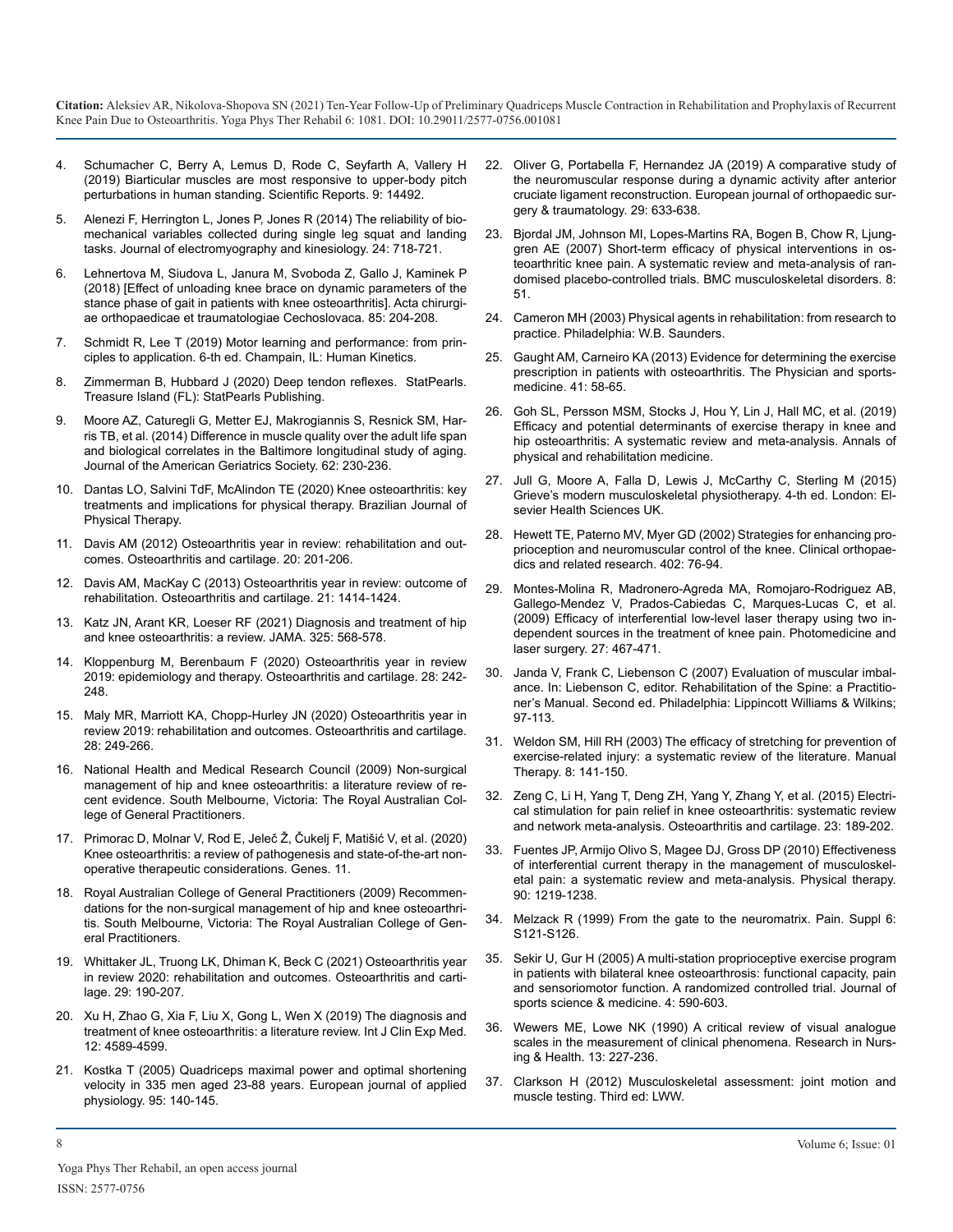4. Schumacher C, Berry A, Lemus D, Rode C, Seyfarth A, Vallery H (2019) Biarticular muscles are most responsive to upper-body pitch perturbations in human standing. Scientific Reports. 9: 14492.

5. Alenezi F, Herrington L, Jones P, Jones R (2014) The reliability of biomechanical variables collected during single leg squat and landing tasks. Journal of electromyography and kinesiology. 24: 718-721.

6. Lehnertova M, Siudova L, Janura M, Svoboda Z, Gallo J, Kaminek P (2018) [Effect of unloading knee brace on dynamic parameters of the stance phase of gait in patients with knee osteoarthritis]. Acta chirurgiae orthopaedicae et traumatologiae Cechoslovaca. 85: 204-208.

7. Schmidt R, Lee T (2019) Motor learning and performance: from principles to application. 6-th ed. Champain, IL: Human Kinetics.

8. Zimmerman B, Hubbard J (2020) Deep tendon reflexes. StatPearls. Treasure Island (FL): StatPearls Publishing.

9. Moore AZ, Caturegli G, Metter EJ, Makrogiannis S, Resnick SM, Harris TB, et al. (2014) Difference in muscle quality over the adult life span and biological correlates in the Baltimore longitudinal study of aging. Journal of the American Geriatrics Society. 62: 230-236.

10. Dantas LO, Salvini TdF, McAlindon TE (2020) Knee osteoarthritis: key treatments and implications for physical therapy. Brazilian Journal of Physical Therapy.

11. Davis AM (2012) Osteoarthritis year in review: rehabilitation and outcomes. Osteoarthritis and cartilage. 20: 201-206.

12. Davis AM, MacKay C (2013) Osteoarthritis year in review: outcome of rehabilitation. Osteoarthritis and cartilage. 21: 1414-1424.

13. Katz JN, Arant KR, Loeser RF (2021) Diagnosis and treatment of hip and knee osteoarthritis: a review. JAMA. 325: 568-578.

14. Kloppenburg M, Berenbaum F (2020) Osteoarthritis year in review 2019: epidemiology and therapy. Osteoarthritis and cartilage. 28: 242-248.

15. Maly MR, Marriott KA, Chopp-Hurley JN (2020) Osteoarthritis year in review 2019: rehabilitation and outcomes. Osteoarthritis and cartilage. 28: 249-266.

16. National Health and Medical Research Council (2009) Non-surgical management of hip and knee osteoarthritis: a literature review of recent evidence. South Melbourne, Victoria: The Royal Australian College of General Practitioners.

17. Primorac D, Molnar V, Rod E, Jeleč Ž, Čukelj F, Matišić V, et al. (2020) Knee osteoarthritis: a review of pathogenesis and state-of-the-art non-operative therapeutic considerations. Genes. 11.

18. Royal Australian College of General Practitioners (2009) Recommendations for the non-surgical management of hip and knee osteoarthritis. South Melbourne, Victoria: The Royal Australian College of General Practitioners.

19. Whittaker JL, Truong LK, Dhiman K, Beck C (2021) Osteoarthritis year in review 2020: rehabilitation and outcomes. Osteoarthritis and cartilage. 29: 190-207.

20. Xu H, Zhao G, Xia F, Liu X, Gong L, Wen X (2019) The diagnosis and treatment of knee osteoarthritis: a literature review. Int J Clin Exp Med. 12: 4589-4599.

21. Kostka T (2005) Quadriceps maximal power and optimal shortening velocity in 335 men aged 23-88 years. European journal of applied physiology. 95: 140-145.

22. Oliver G, Portabella F, Hernandez JA (2019) A comparative study of the neuromuscular response during a dynamic activity after anterior cruciate ligament reconstruction. European journal of orthopaedic surgery & traumatology. 29: 633-638.

23. Bjordal JM, Johnson MI, Lopes-Martins RA, Bogen B, Chow R, Ljunggren AE (2007) Short-term efficacy of physical interventions in osteoarthritic knee pain. A systematic review and meta-analysis of randomised placebo-controlled trials. BMC musculoskeletal disorders. 8: 51.

24. Cameron MH (2003) Physical agents in rehabilitation: from research to practice. Philadelphia: W.B. Saunders.

25. Gaught AM, Carneiro KA (2013) Evidence for determining the exercise prescription in patients with osteoarthritis. The Physician and sportsmedicine. 41: 58-65.

26. Goh SL, Persson MSM, Stocks J, Hou Y, Lin J, Hall MC, et al. (2019) Efficacy and potential determinants of exercise therapy in knee and hip osteoarthritis: A systematic review and meta-analysis. Annals of physical and rehabilitation medicine.

27. Jull G, Moore A, Falla D, Lewis J, McCarthy C, Sterling M (2015) Grieve's modern musculoskeletal physiotherapy. 4-th ed. London: Elsevier Health Sciences UK.

28. Hewett TE, Paterno MV, Myer GD (2002) Strategies for enhancing proprioception and neuromuscular control of the knee. Clinical orthopaedics and related research. 402: 76-94.

29. Montes-Molina R, Madronero-Agreda MA, Romojaro-Rodriguez AB, Gallego-Mendez V, Prados-Cabiedas C, Marques-Lucas C, et al. (2009) Efficacy of interferential low-level laser therapy using two independent sources in the treatment of knee pain. Photomedicine and laser surgery. 27: 467-471.

30. Janda V, Frank C, Liebenson C (2007) Evaluation of muscular imbalance. In: Liebenson C, editor. Rehabilitation of the Spine: a Practitioner's Manual. Second ed. Philadelphia: Lippincott Williams & Wilkins; 97-113.

31. Weldon SM, Hill RH (2003) The efficacy of stretching for prevention of exercise-related injury: a systematic review of the literature. Manual Therapy. 8: 141-150.

32. Zeng C, Li H, Yang T, Deng ZH, Yang Y, Zhang Y, et al. (2015) Electrical stimulation for pain relief in knee osteoarthritis: systematic review and network meta-analysis. Osteoarthritis and cartilage. 23: 189-202.

33. Fuentes JP, Armijo Olivo S, Magee DJ, Gross DP (2010) Effectiveness of interferential current therapy in the management of musculoskeletal pain: a systematic review and meta-analysis. Physical therapy. 90: 1219-1238.

34. Melzack R (1999) From the gate to the neuromatrix. Pain. Suppl 6: S121-S126.

35. Sekir U, Gur H (2005) A multi-station proprioceptive exercise program in patients with bilateral knee osteoarthrosis: functional capacity, pain and sensoriomotor function. A randomized controlled trial. Journal of sports science & medicine. 4: 590-603.

36. Wewers ME, Lowe NK (1990) A critical review of visual analogue scales in the measurement of clinical phenomena. Research in Nursing & Health. 13: 227-236.

37. Clarkson H (2012) Musculoskeletal assessment: joint motion and muscle testing. Third ed: LWW.